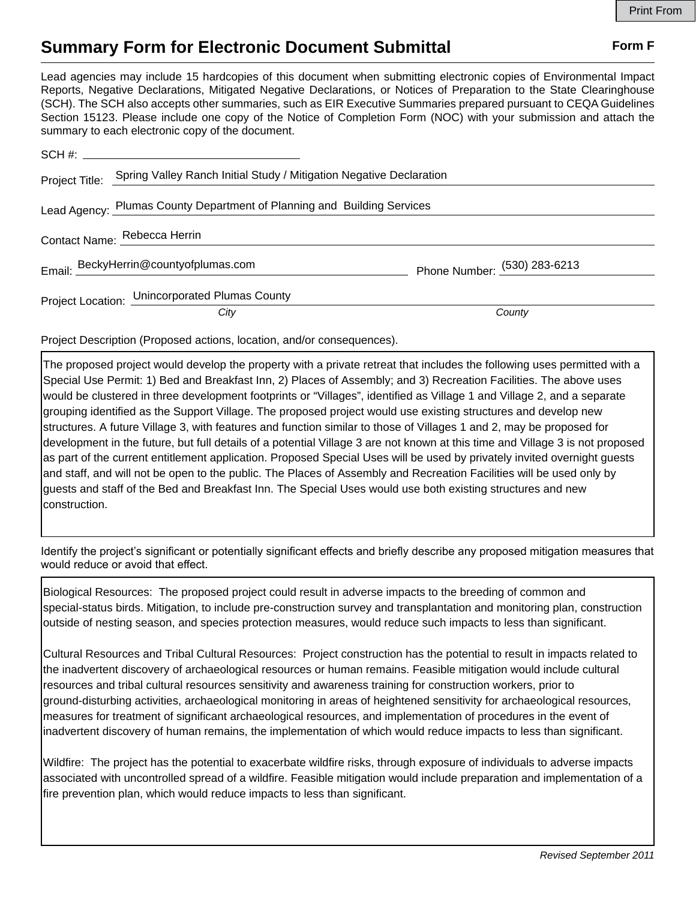# Summary Form for Electronic Document Submittal

**Form F**

Lead agencies may include 15 hardcopies of this document when submitting electronic copies of Environmental Impact Reports, Negative Declarations, Mitigated Negative Declarations, or Notices of Preparation to the State Clearinghouse (SCH). The SCH also accepts other summaries, such as EIR Executive Summaries prepared pursuant to CEQA Guidelines Section 15123. Please include one copy of the Notice of Completion Form (NOC) with your submission and attach the summary to each electronic copy of the document.

SCH #: 

Project Title: Spring Valley Ranch Initial Study / Mitigation Negative Declaration

Lead Agency: Plumas County Department of Planning and Building Services

Contact Name: Rebecca Herrin

Email: BeckyHerrin@countyofplumas.com  Phone Number: (530) 283-6213

Project Location: Unincorporated Plumas County
*City* *County*

Project Description (Proposed actions, location, and/or consequences).

The proposed project would develop the property with a private retreat that includes the following uses permitted with a Special Use Permit: 1) Bed and Breakfast Inn, 2) Places of Assembly; and 3) Recreation Facilities. The above uses would be clustered in three development footprints or “Villages”, identified as Village 1 and Village 2, and a separate grouping identified as the Support Village. The proposed project would use existing structures and develop new structures. A future Village 3, with features and function similar to those of Villages 1 and 2, may be proposed for development in the future, but full details of a potential Village 3 are not known at this time and Village 3 is not proposed as part of the current entitlement application. Proposed Special Uses will be used by privately invited overnight guests and staff, and will not be open to the public. The Places of Assembly and Recreation Facilities will be used only by guests and staff of the Bed and Breakfast Inn. The Special Uses would use both existing structures and new construction.

Identify the project’s significant or potentially significant effects and briefly describe any proposed mitigation measures that would reduce or avoid that effect.

Biological Resources: The proposed project could result in adverse impacts to the breeding of common and special-status birds. Mitigation, to include pre-construction survey and transplantation and monitoring plan, construction outside of nesting season, and species protection measures, would reduce such impacts to less than significant.

Cultural Resources and Tribal Cultural Resources: Project construction has the potential to result in impacts related to the inadvertent discovery of archaeological resources or human remains. Feasible mitigation would include cultural resources and tribal cultural resources sensitivity and awareness training for construction workers, prior to ground-disturbing activities, archaeological monitoring in areas of heightened sensitivity for archaeological resources, measures for treatment of significant archaeological resources, and implementation of procedures in the event of inadvertent discovery of human remains, the implementation of which would reduce impacts to less than significant.

Wildfire: The project has the potential to exacerbate wildfire risks, through exposure of individuals to adverse impacts associated with uncontrolled spread of a wildfire. Feasible mitigation would include preparation and implementation of a fire prevention plan, which would reduce impacts to less than significant.

*Revised September 2011*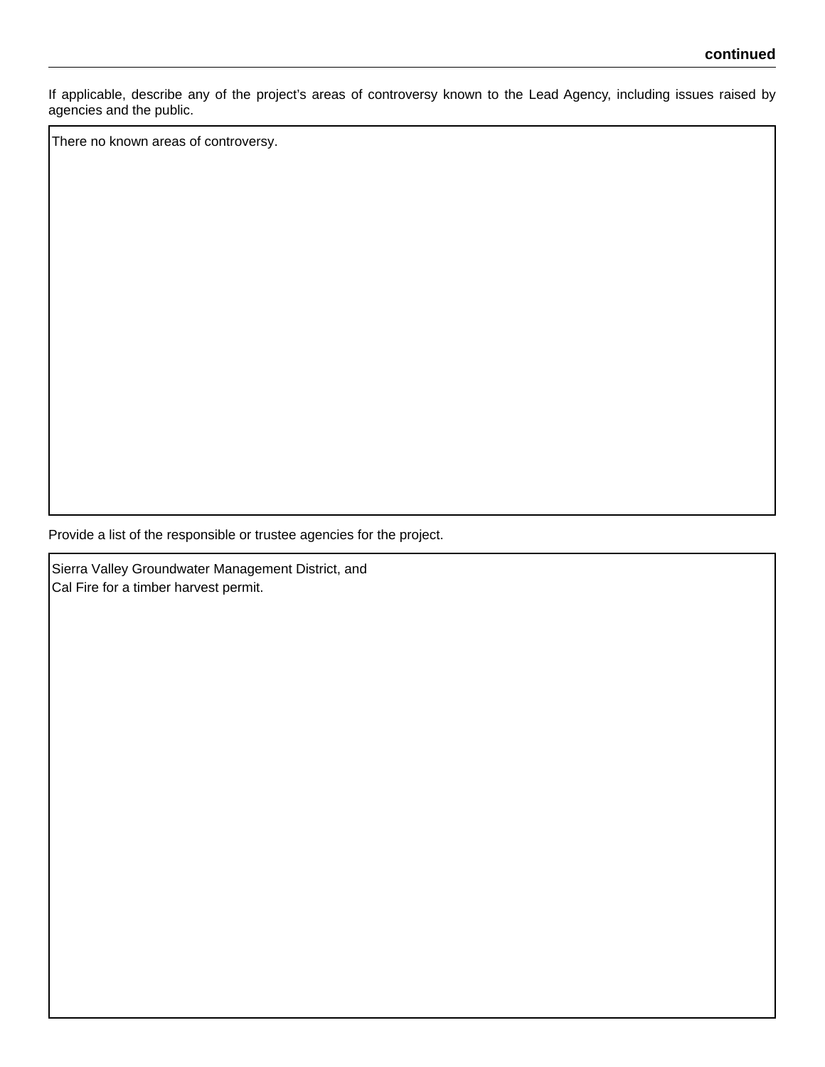**continued**

If applicable, describe any of the project's areas of controversy known to the Lead Agency, including issues raised by agencies and the public.

There no known areas of controversy.

Provide a list of the responsible or trustee agencies for the project.

Sierra Valley Groundwater Management District, and
Cal Fire for a timber harvest permit.